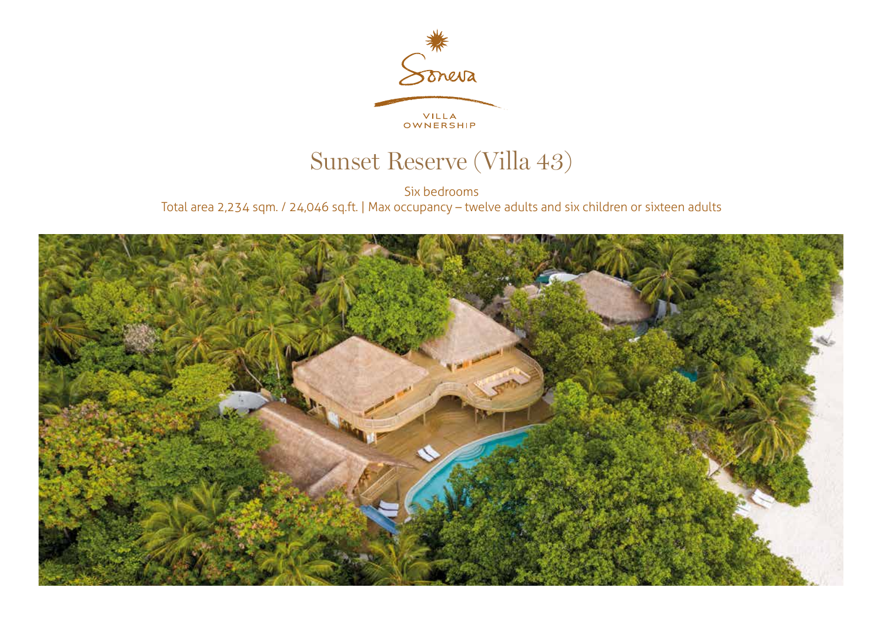Soneva

VILLA OWNERSHIP

# Sunset Reserve (Villa 43)

Six bedrooms

Total area 2,234 sqm. / 24,046 sq.ft. | Max occupancy – twelve adults and six children or sixteen adults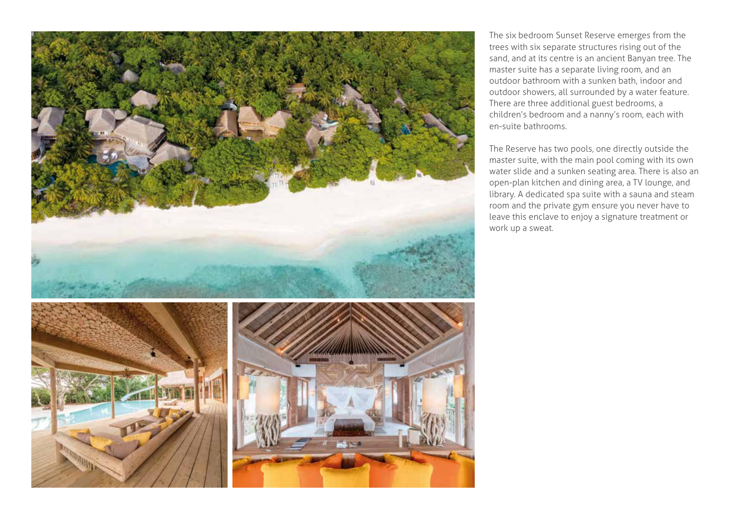The six bedroom Sunset Reserve emerges from the trees with six separate structures rising out of the sand, and at its centre is an ancient Banyan tree. The master suite has a separate living room, and an outdoor bathroom with a sunken bath, indoor and outdoor showers, all surrounded by a water feature. There are three additional guest bedrooms, a children's bedroom and a nanny's room, each with en-suite bathrooms.

The Reserve has two pools, one directly outside the master suite, with the main pool coming with its own water slide and a sunken seating area. There is also an open-plan kitchen and dining area, a TV lounge, and library. A dedicated spa suite with a sauna and steam room and the private gym ensure you never have to leave this enclave to enjoy a signature treatment or work up a sweat.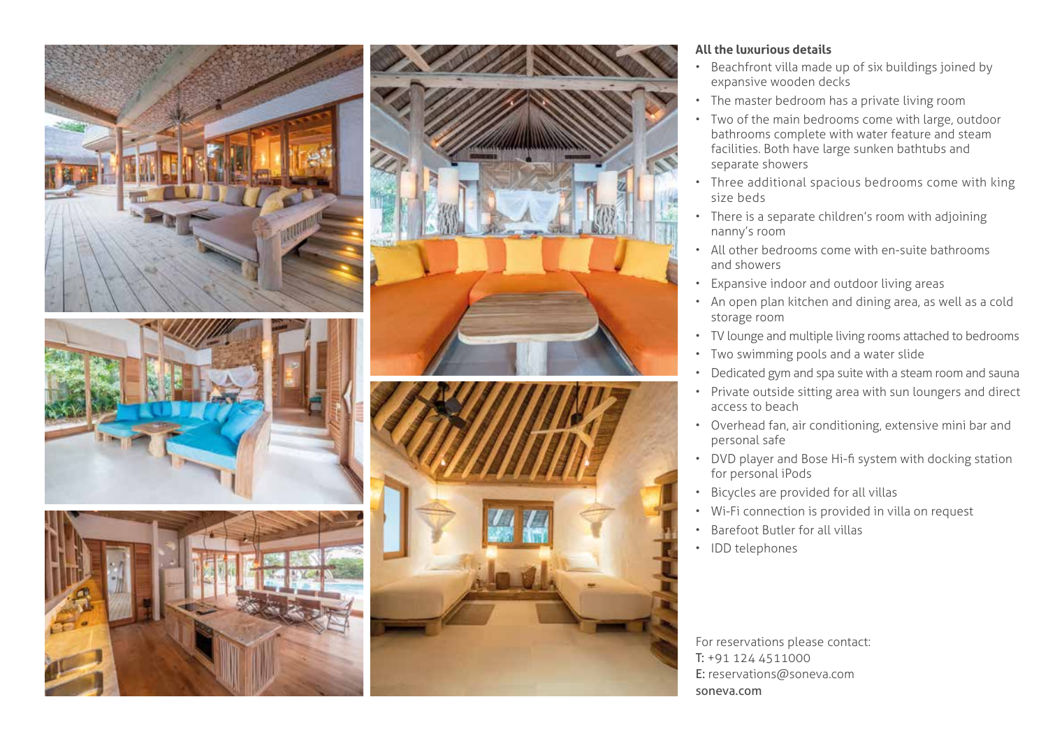**All the luxurious details**

- Beachfront villa made up of six buildings joined by expansive wooden decks
- The master bedroom has a private living room
- Two of the main bedrooms come with large, outdoor bathrooms complete with water feature and steam facilities. Both have large sunken bathtubs and separate showers
- Three additional spacious bedrooms come with king size beds
- There is a separate children's room with adjoining nanny's room
- All other bedrooms come with en-suite bathrooms and showers
- Expansive indoor and outdoor living areas
- An open plan kitchen and dining area, as well as a cold storage room
- TV lounge and multiple living rooms attached to bedrooms
- Two swimming pools and a water slide
- Dedicated gym and spa suite with a steam room and sauna
- Private outside sitting area with sun loungers and direct access to beach
- Overhead fan, air conditioning, extensive mini bar and personal safe
- DVD player and Bose Hi-fi system with docking station for personal iPods
- Bicycles are provided for all villas
- Wi-Fi connection is provided in villa on request
- Barefoot Butler for all villas
- IDD telephones

For reservations please contact:
**T:** +91 124 4511000
**E:** reservations@soneva.com
**soneva.com**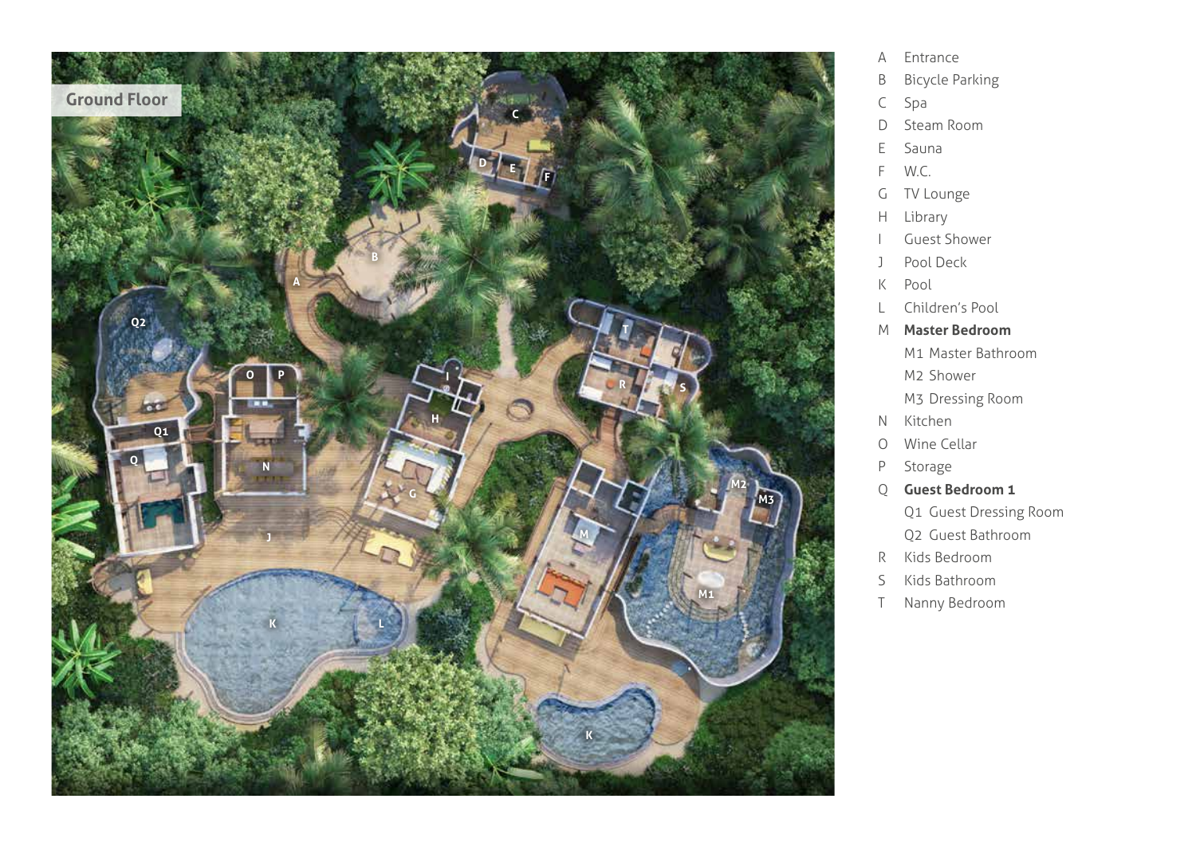## Ground Floor

- A Entrance
- B Bicycle Parking
- C Spa
- D Steam Room
- E Sauna
- F W.C.
- G TV Lounge
- H Library
- I Guest Shower
- J Pool Deck
- K Pool
- L Children's Pool
- M **Master Bedroom**
  - M1 Master Bathroom
  - M2 Shower
  - M3 Dressing Room
- N Kitchen
- O Wine Cellar
- P Storage
- Q **Guest Bedroom 1**
  - Q1 Guest Dressing Room
  - Q2 Guest Bathroom
- R Kids Bedroom
- S Kids Bathroom
- T Nanny Bedroom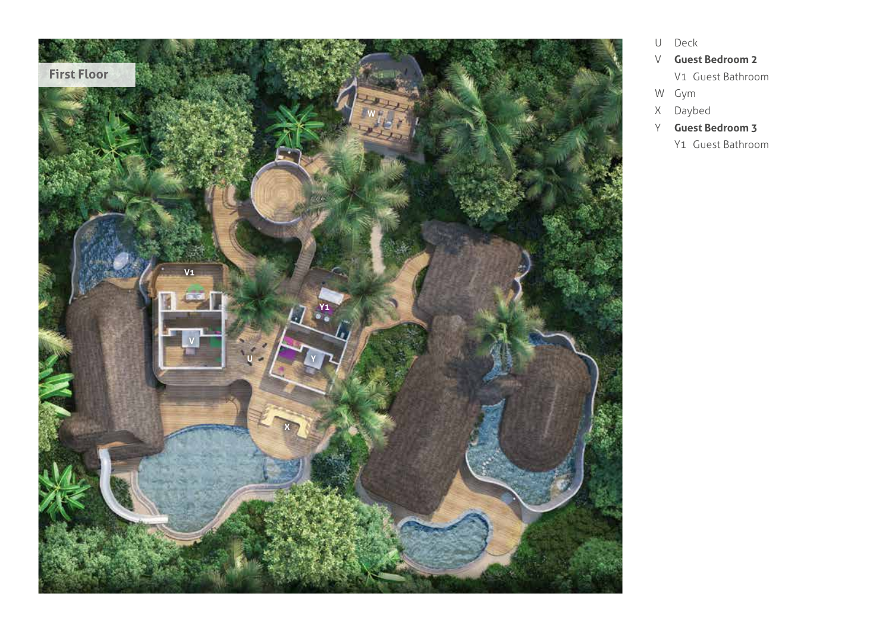First Floor

- U Deck
- V **Guest Bedroom 2**
  - V1 Guest Bathroom
- W Gym
- X Daybed
- Y **Guest Bedroom 3**
  - Y1 Guest Bathroom